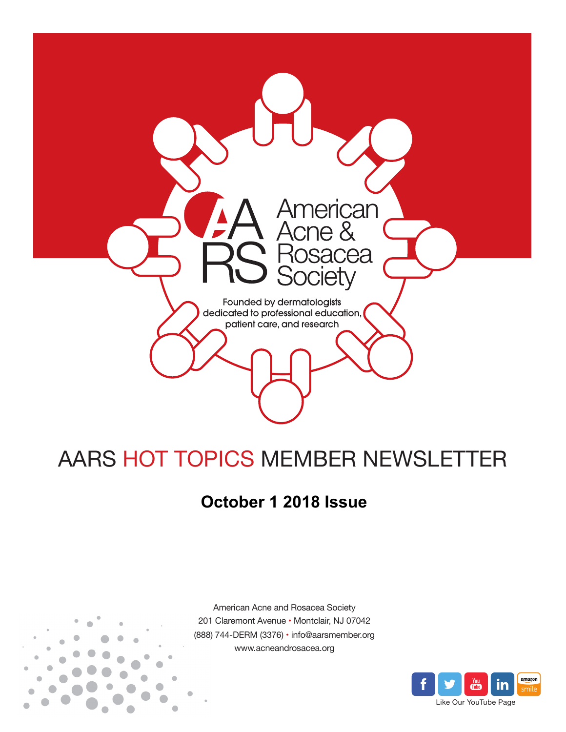American Acne & Rosacea Society

Founded by dermatologists dedicated to professional education, patient care, and research

# AARS HOT TOPICS MEMBER NEWSLETTER

**October 1 2018 Issue**

American Acne and Rosacea Society
201 Claremont Avenue • Montclair, NJ 07042
(888) 744-DERM (3376) • info@aarsmember.org
www.acneandrosacea.org

Like Our YouTube Page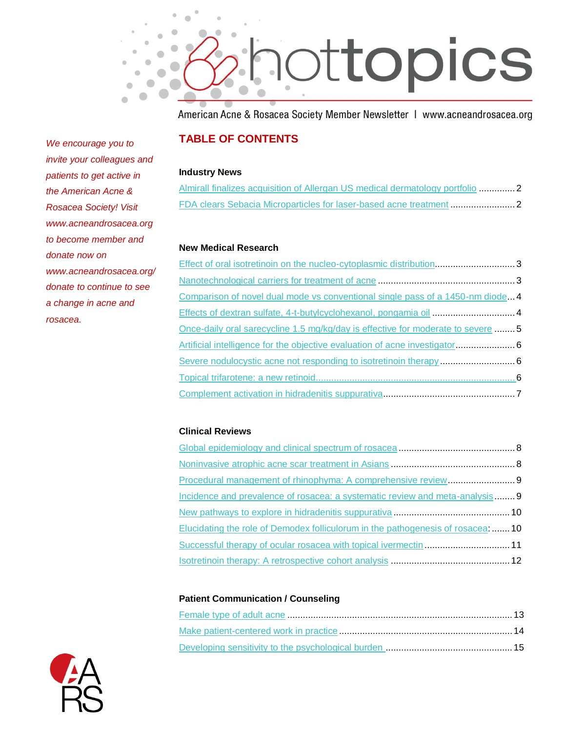# hottopics

American Acne & Rosacea Society Member Newsletter | www.acneandrosacea.org

*We encourage you to invite your colleagues and patients to get active in the American Acne & Rosacea Society! Visit www.acneandrosacea.org to become member and donate now on www.acneandrosacea.org/donate to continue to see a change in acne and rosacea.*

## TABLE OF CONTENTS

### Industry News

- Almirall finalizes acquisition of Allergan US medical dermatology portfolio .............. 2
- FDA clears Sebacia Microparticles for laser-based acne treatment .......................... 2

### New Medical Research

- Effect of oral isotretinoin on the nucleo-cytoplasmic distribution............................... 3
- Nanotechnological carriers for treatment of acne ..................................................... 3
- Comparison of novel dual mode vs conventional single pass of a 1450-nm diode... 4
- Effects of dextran sulfate, 4-t-butylcyclohexanol, pongamia oil ................................ 4
- Once-daily oral sarecycline 1.5 mg/kg/day is effective for moderate to severe ........ 5
- Artificial intelligence for the objective evaluation of acne investigator........................ 6
- Severe nodulocystic acne not responding to isotretinoin therapy ............................. 6
- Topical trifarotene: a new retinoid............................................................................. 6
- Complement activation in hidradenitis suppurativa.................................................... 7

### Clinical Reviews

- Global epidemiology and clinical spectrum of rosacea ............................................. 8
- Noninvasive atrophic acne scar treatment in Asians ................................................ 8
- Procedural management of rhinophyma: A comprehensive review.......................... 9
- Incidence and prevalence of rosacea: a systematic review and meta-analysis........ 9
- New pathways to explore in hidradenitis suppurativa ............................................. 10
- Elucidating the role of Demodex folliculorum in the pathogenesis of rosacea: ....... 10
- Successful therapy of ocular rosacea with topical ivermectin ................................. 11
- Isotretinoin therapy: A retrospective cohort analysis .............................................. 12

### Patient Communication / Counseling

- Female type of adult acne ...................................................................................... 13
- Make patient-centered work in practice .................................................................. 14
- Developing sensitivity to the psychological burden ................................................. 15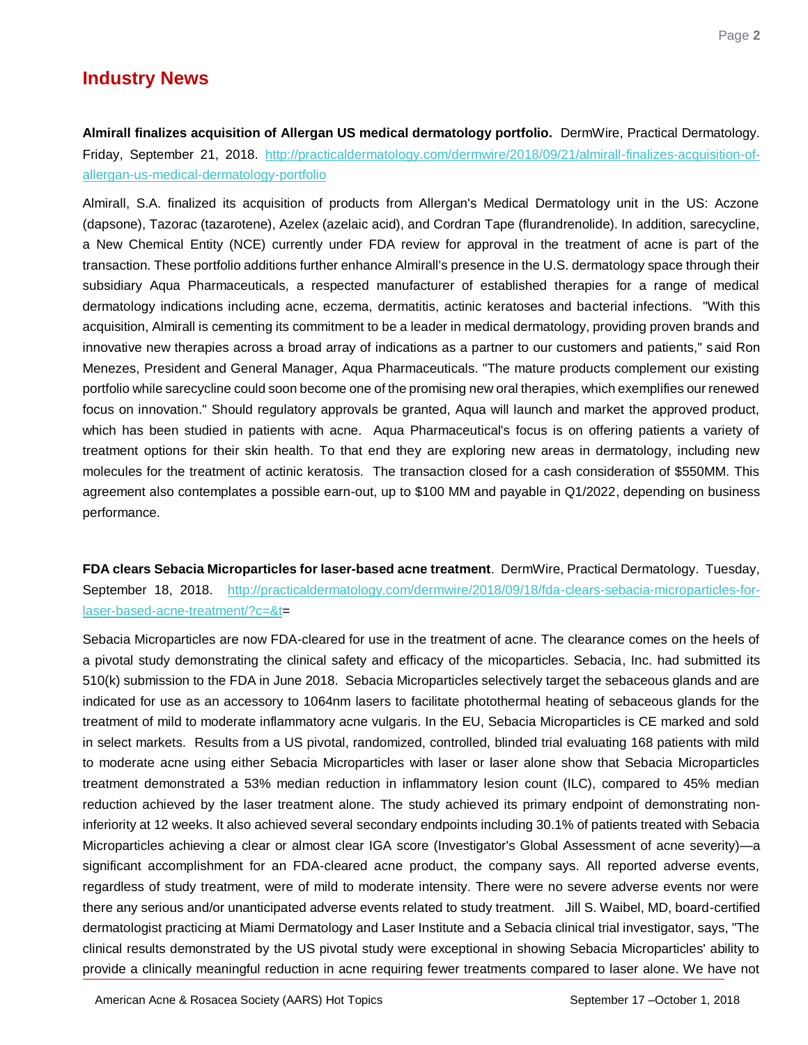## Industry News

**Almirall finalizes acquisition of Allergan US medical dermatology portfolio.** DermWire, Practical Dermatology. Friday, September 21, 2018. http://practicaldermatology.com/dermwire/2018/09/21/almirall-finalizes-acquisition-of-allergan-us-medical-dermatology-portfolio

Almirall, S.A. finalized its acquisition of products from Allergan's Medical Dermatology unit in the US: Aczone (dapsone), Tazorac (tazarotene), Azelex (azelaic acid), and Cordran Tape (flurandrenolide). In addition, sarecycline, a New Chemical Entity (NCE) currently under FDA review for approval in the treatment of acne is part of the transaction. These portfolio additions further enhance Almirall's presence in the U.S. dermatology space through their subsidiary Aqua Pharmaceuticals, a respected manufacturer of established therapies for a range of medical dermatology indications including acne, eczema, dermatitis, actinic keratoses and bacterial infections. "With this acquisition, Almirall is cementing its commitment to be a leader in medical dermatology, providing proven brands and innovative new therapies across a broad array of indications as a partner to our customers and patients," said Ron Menezes, President and General Manager, Aqua Pharmaceuticals. "The mature products complement our existing portfolio while sarecycline could soon become one of the promising new oral therapies, which exemplifies our renewed focus on innovation." Should regulatory approvals be granted, Aqua will launch and market the approved product, which has been studied in patients with acne. Aqua Pharmaceutical's focus is on offering patients a variety of treatment options for their skin health. To that end they are exploring new areas in dermatology, including new molecules for the treatment of actinic keratosis. The transaction closed for a cash consideration of $550MM. This agreement also contemplates a possible earn-out, up to $100 MM and payable in Q1/2022, depending on business performance.

**FDA clears Sebacia Microparticles for laser-based acne treatment**. DermWire, Practical Dermatology. Tuesday, September 18, 2018. http://practicaldermatology.com/dermwire/2018/09/18/fda-clears-sebacia-microparticles-for-laser-based-acne-treatment/?c=&t=

Sebacia Microparticles are now FDA-cleared for use in the treatment of acne. The clearance comes on the heels of a pivotal study demonstrating the clinical safety and efficacy of the micoparticles. Sebacia, Inc. had submitted its 510(k) submission to the FDA in June 2018. Sebacia Microparticles selectively target the sebaceous glands and are indicated for use as an accessory to 1064nm lasers to facilitate photothermal heating of sebaceous glands for the treatment of mild to moderate inflammatory acne vulgaris. In the EU, Sebacia Microparticles is CE marked and sold in select markets. Results from a US pivotal, randomized, controlled, blinded trial evaluating 168 patients with mild to moderate acne using either Sebacia Microparticles with laser or laser alone show that Sebacia Microparticles treatment demonstrated a 53% median reduction in inflammatory lesion count (ILC), compared to 45% median reduction achieved by the laser treatment alone. The study achieved its primary endpoint of demonstrating non-inferiority at 12 weeks. It also achieved several secondary endpoints including 30.1% of patients treated with Sebacia Microparticles achieving a clear or almost clear IGA score (Investigator's Global Assessment of acne severity)—a significant accomplishment for an FDA-cleared acne product, the company says. All reported adverse events, regardless of study treatment, were of mild to moderate intensity. There were no severe adverse events nor were there any serious and/or unanticipated adverse events related to study treatment. Jill S. Waibel, MD, board-certified dermatologist practicing at Miami Dermatology and Laser Institute and a Sebacia clinical trial investigator, says, "The clinical results demonstrated by the US pivotal study were exceptional in showing Sebacia Microparticles' ability to provide a clinically meaningful reduction in acne requiring fewer treatments compared to laser alone. We have not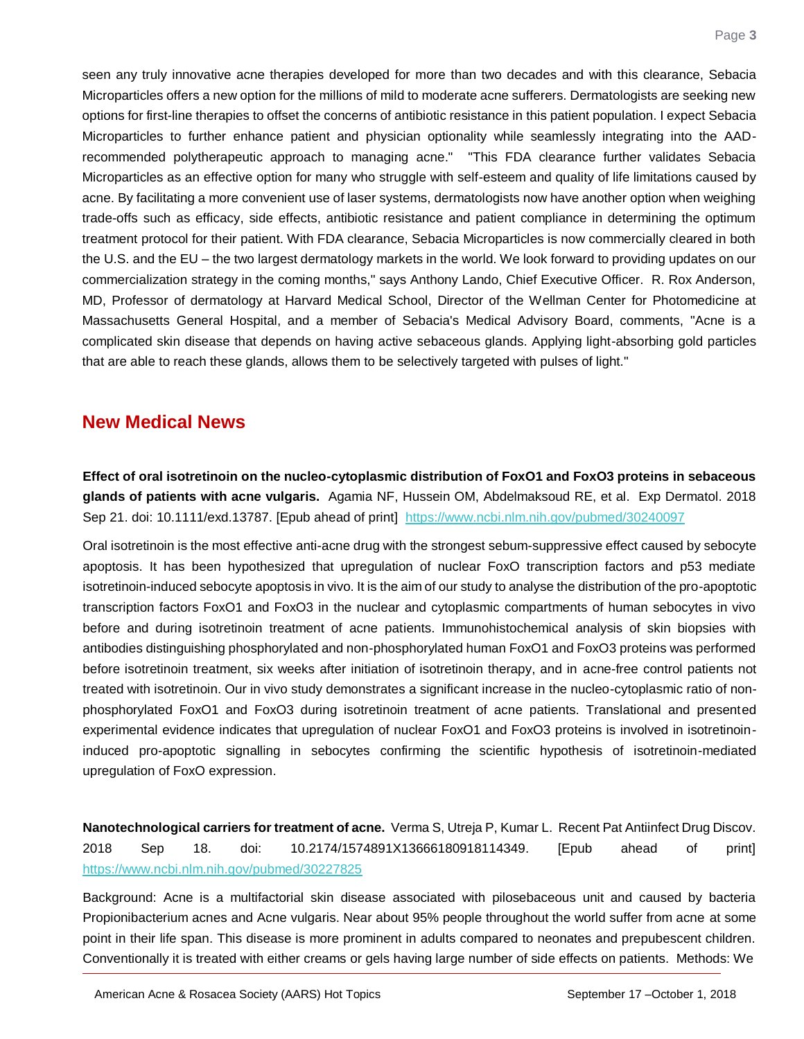seen any truly innovative acne therapies developed for more than two decades and with this clearance, Sebacia Microparticles offers a new option for the millions of mild to moderate acne sufferers. Dermatologists are seeking new options for first-line therapies to offset the concerns of antibiotic resistance in this patient population. I expect Sebacia Microparticles to further enhance patient and physician optionality while seamlessly integrating into the AAD-recommended polytherapeutic approach to managing acne." "This FDA clearance further validates Sebacia Microparticles as an effective option for many who struggle with self-esteem and quality of life limitations caused by acne. By facilitating a more convenient use of laser systems, dermatologists now have another option when weighing trade-offs such as efficacy, side effects, antibiotic resistance and patient compliance in determining the optimum treatment protocol for their patient. With FDA clearance, Sebacia Microparticles is now commercially cleared in both the U.S. and the EU – the two largest dermatology markets in the world. We look forward to providing updates on our commercialization strategy in the coming months," says Anthony Lando, Chief Executive Officer. R. Rox Anderson, MD, Professor of dermatology at Harvard Medical School, Director of the Wellman Center for Photomedicine at Massachusetts General Hospital, and a member of Sebacia's Medical Advisory Board, comments, "Acne is a complicated skin disease that depends on having active sebaceous glands. Applying light-absorbing gold particles that are able to reach these glands, allows them to be selectively targeted with pulses of light."

## New Medical News

**Effect of oral isotretinoin on the nucleo-cytoplasmic distribution of FoxO1 and FoxO3 proteins in sebaceous glands of patients with acne vulgaris.** Agamia NF, Hussein OM, Abdelmaksoud RE, et al. Exp Dermatol. 2018 Sep 21. doi: 10.1111/exd.13787. [Epub ahead of print] https://www.ncbi.nlm.nih.gov/pubmed/30240097

Oral isotretinoin is the most effective anti-acne drug with the strongest sebum-suppressive effect caused by sebocyte apoptosis. It has been hypothesized that upregulation of nuclear FoxO transcription factors and p53 mediate isotretinoin-induced sebocyte apoptosis in vivo. It is the aim of our study to analyse the distribution of the pro-apoptotic transcription factors FoxO1 and FoxO3 in the nuclear and cytoplasmic compartments of human sebocytes in vivo before and during isotretinoin treatment of acne patients. Immunohistochemical analysis of skin biopsies with antibodies distinguishing phosphorylated and non-phosphorylated human FoxO1 and FoxO3 proteins was performed before isotretinoin treatment, six weeks after initiation of isotretinoin therapy, and in acne-free control patients not treated with isotretinoin. Our in vivo study demonstrates a significant increase in the nucleo-cytoplasmic ratio of non-phosphorylated FoxO1 and FoxO3 during isotretinoin treatment of acne patients. Translational and presented experimental evidence indicates that upregulation of nuclear FoxO1 and FoxO3 proteins is involved in isotretinoin-induced pro-apoptotic signalling in sebocytes confirming the scientific hypothesis of isotretinoin-mediated upregulation of FoxO expression.

**Nanotechnological carriers for treatment of acne.** Verma S, Utreja P, Kumar L. Recent Pat Antiinfect Drug Discov. 2018 Sep 18. doi: 10.2174/1574891X13666180918114349. [Epub ahead of print] https://www.ncbi.nlm.nih.gov/pubmed/30227825

Background: Acne is a multifactorial skin disease associated with pilosebaceous unit and caused by bacteria Propionibacterium acnes and Acne vulgaris. Near about 95% people throughout the world suffer from acne at some point in their life span. This disease is more prominent in adults compared to neonates and prepubescent children. Conventionally it is treated with either creams or gels having large number of side effects on patients. Methods: We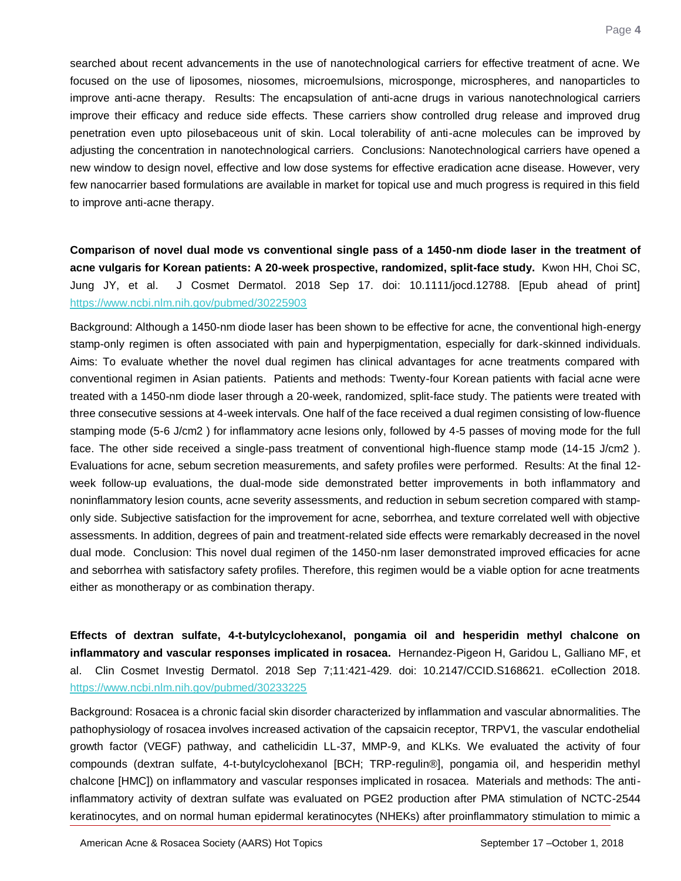searched about recent advancements in the use of nanotechnological carriers for effective treatment of acne. We focused on the use of liposomes, niosomes, microemulsions, microsponge, microspheres, and nanoparticles to improve anti-acne therapy. Results: The encapsulation of anti-acne drugs in various nanotechnological carriers improve their efficacy and reduce side effects. These carriers show controlled drug release and improved drug penetration even upto pilosebaceous unit of skin. Local tolerability of anti-acne molecules can be improved by adjusting the concentration in nanotechnological carriers. Conclusions: Nanotechnological carriers have opened a new window to design novel, effective and low dose systems for effective eradication acne disease. However, very few nanocarrier based formulations are available in market for topical use and much progress is required in this field to improve anti-acne therapy.

**Comparison of novel dual mode vs conventional single pass of a 1450-nm diode laser in the treatment of acne vulgaris for Korean patients: A 20-week prospective, randomized, split-face study.** Kwon HH, Choi SC, Jung JY, et al. J Cosmet Dermatol. 2018 Sep 17. doi: 10.1111/jocd.12788. [Epub ahead of print] https://www.ncbi.nlm.nih.gov/pubmed/30225903

Background: Although a 1450-nm diode laser has been shown to be effective for acne, the conventional high-energy stamp-only regimen is often associated with pain and hyperpigmentation, especially for dark-skinned individuals. Aims: To evaluate whether the novel dual regimen has clinical advantages for acne treatments compared with conventional regimen in Asian patients. Patients and methods: Twenty-four Korean patients with facial acne were treated with a 1450-nm diode laser through a 20-week, randomized, split-face study. The patients were treated with three consecutive sessions at 4-week intervals. One half of the face received a dual regimen consisting of low-fluence stamping mode (5-6 J/cm2 ) for inflammatory acne lesions only, followed by 4-5 passes of moving mode for the full face. The other side received a single-pass treatment of conventional high-fluence stamp mode (14-15 J/cm2 ). Evaluations for acne, sebum secretion measurements, and safety profiles were performed. Results: At the final 12-week follow-up evaluations, the dual-mode side demonstrated better improvements in both inflammatory and noninflammatory lesion counts, acne severity assessments, and reduction in sebum secretion compared with stamp-only side. Subjective satisfaction for the improvement for acne, seborrhea, and texture correlated well with objective assessments. In addition, degrees of pain and treatment-related side effects were remarkably decreased in the novel dual mode. Conclusion: This novel dual regimen of the 1450-nm laser demonstrated improved efficacies for acne and seborrhea with satisfactory safety profiles. Therefore, this regimen would be a viable option for acne treatments either as monotherapy or as combination therapy.

**Effects of dextran sulfate, 4-t-butylcyclohexanol, pongamia oil and hesperidin methyl chalcone on inflammatory and vascular responses implicated in rosacea.** Hernandez-Pigeon H, Garidou L, Galliano MF, et al. Clin Cosmet Investig Dermatol. 2018 Sep 7;11:421-429. doi: 10.2147/CCID.S168621. eCollection 2018. https://www.ncbi.nlm.nih.gov/pubmed/30233225

Background: Rosacea is a chronic facial skin disorder characterized by inflammation and vascular abnormalities. The pathophysiology of rosacea involves increased activation of the capsaicin receptor, TRPV1, the vascular endothelial growth factor (VEGF) pathway, and cathelicidin LL-37, MMP-9, and KLKs. We evaluated the activity of four compounds (dextran sulfate, 4-t-butylcyclohexanol [BCH; TRP-regulin®], pongamia oil, and hesperidin methyl chalcone [HMC]) on inflammatory and vascular responses implicated in rosacea. Materials and methods: The anti-inflammatory activity of dextran sulfate was evaluated on PGE2 production after PMA stimulation of NCTC-2544 keratinocytes, and on normal human epidermal keratinocytes (NHEKs) after proinflammatory stimulation to mimic a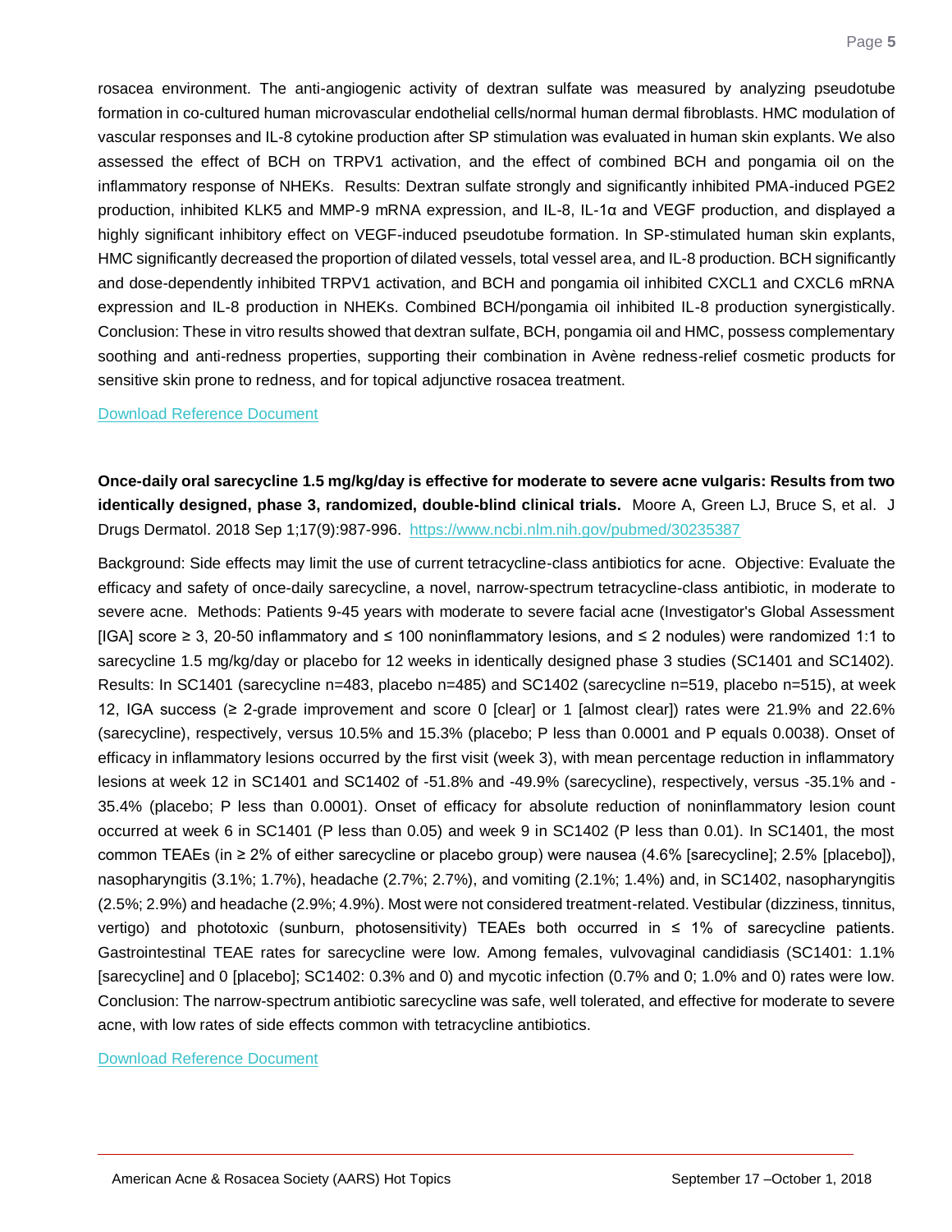rosacea environment. The anti-angiogenic activity of dextran sulfate was measured by analyzing pseudotube formation in co-cultured human microvascular endothelial cells/normal human dermal fibroblasts. HMC modulation of vascular responses and IL-8 cytokine production after SP stimulation was evaluated in human skin explants. We also assessed the effect of BCH on TRPV1 activation, and the effect of combined BCH and pongamia oil on the inflammatory response of NHEKs. Results: Dextran sulfate strongly and significantly inhibited PMA-induced PGE2 production, inhibited KLK5 and MMP-9 mRNA expression, and IL-8, IL-1α and VEGF production, and displayed a highly significant inhibitory effect on VEGF-induced pseudotube formation. In SP-stimulated human skin explants, HMC significantly decreased the proportion of dilated vessels, total vessel area, and IL-8 production. BCH significantly and dose-dependently inhibited TRPV1 activation, and BCH and pongamia oil inhibited CXCL1 and CXCL6 mRNA expression and IL-8 production in NHEKs. Combined BCH/pongamia oil inhibited IL-8 production synergistically. Conclusion: These in vitro results showed that dextran sulfate, BCH, pongamia oil and HMC, possess complementary soothing and anti-redness properties, supporting their combination in Avène redness-relief cosmetic products for sensitive skin prone to redness, and for topical adjunctive rosacea treatment.

Download Reference Document

**Once-daily oral sarecycline 1.5 mg/kg/day is effective for moderate to severe acne vulgaris: Results from two identically designed, phase 3, randomized, double-blind clinical trials.** Moore A, Green LJ, Bruce S, et al. J Drugs Dermatol. 2018 Sep 1;17(9):987-996. https://www.ncbi.nlm.nih.gov/pubmed/30235387

Background: Side effects may limit the use of current tetracycline-class antibiotics for acne. Objective: Evaluate the efficacy and safety of once-daily sarecycline, a novel, narrow-spectrum tetracycline-class antibiotic, in moderate to severe acne. Methods: Patients 9-45 years with moderate to severe facial acne (Investigator's Global Assessment [IGA] score ≥ 3, 20-50 inflammatory and ≤ 100 noninflammatory lesions, and ≤ 2 nodules) were randomized 1:1 to sarecycline 1.5 mg/kg/day or placebo for 12 weeks in identically designed phase 3 studies (SC1401 and SC1402). Results: In SC1401 (sarecycline n=483, placebo n=485) and SC1402 (sarecycline n=519, placebo n=515), at week 12, IGA success (≥ 2-grade improvement and score 0 [clear] or 1 [almost clear]) rates were 21.9% and 22.6% (sarecycline), respectively, versus 10.5% and 15.3% (placebo; P less than 0.0001 and P equals 0.0038). Onset of efficacy in inflammatory lesions occurred by the first visit (week 3), with mean percentage reduction in inflammatory lesions at week 12 in SC1401 and SC1402 of -51.8% and -49.9% (sarecycline), respectively, versus -35.1% and -35.4% (placebo; P less than 0.0001). Onset of efficacy for absolute reduction of noninflammatory lesion count occurred at week 6 in SC1401 (P less than 0.05) and week 9 in SC1402 (P less than 0.01). In SC1401, the most common TEAEs (in ≥ 2% of either sarecycline or placebo group) were nausea (4.6% [sarecycline]; 2.5% [placebo]), nasopharyngitis (3.1%; 1.7%), headache (2.7%; 2.7%), and vomiting (2.1%; 1.4%) and, in SC1402, nasopharyngitis (2.5%; 2.9%) and headache (2.9%; 4.9%). Most were not considered treatment-related. Vestibular (dizziness, tinnitus, vertigo) and phototoxic (sunburn, photosensitivity) TEAEs both occurred in ≤ 1% of sarecycline patients. Gastrointestinal TEAE rates for sarecycline were low. Among females, vulvovaginal candidiasis (SC1401: 1.1% [sarecycline] and 0 [placebo]; SC1402: 0.3% and 0) and mycotic infection (0.7% and 0; 1.0% and 0) rates were low. Conclusion: The narrow-spectrum antibiotic sarecycline was safe, well tolerated, and effective for moderate to severe acne, with low rates of side effects common with tetracycline antibiotics.

Download Reference Document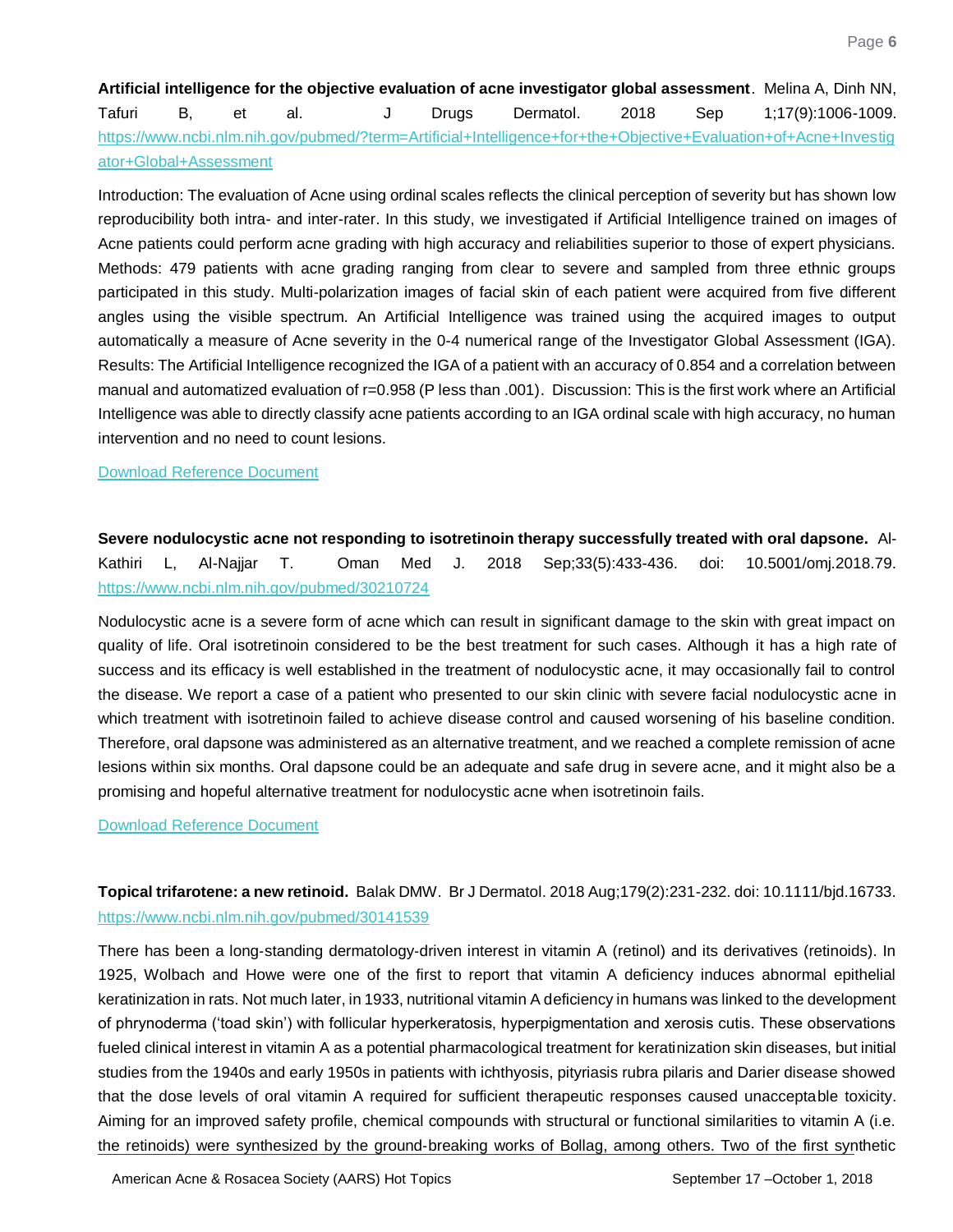**Artificial intelligence for the objective evaluation of acne investigator global assessment**. Melina A, Dinh NN, Tafuri B, et al. J Drugs Dermatol. 2018 Sep 1;17(9):1006-1009. https://www.ncbi.nlm.nih.gov/pubmed/?term=Artificial+Intelligence+for+the+Objective+Evaluation+of+Acne+Investigator+Global+Assessment

Introduction: The evaluation of Acne using ordinal scales reflects the clinical perception of severity but has shown low reproducibility both intra- and inter-rater. In this study, we investigated if Artificial Intelligence trained on images of Acne patients could perform acne grading with high accuracy and reliabilities superior to those of expert physicians. Methods: 479 patients with acne grading ranging from clear to severe and sampled from three ethnic groups participated in this study. Multi-polarization images of facial skin of each patient were acquired from five different angles using the visible spectrum. An Artificial Intelligence was trained using the acquired images to output automatically a measure of Acne severity in the 0-4 numerical range of the Investigator Global Assessment (IGA). Results: The Artificial Intelligence recognized the IGA of a patient with an accuracy of 0.854 and a correlation between manual and automatized evaluation of r=0.958 (P less than .001). Discussion: This is the first work where an Artificial Intelligence was able to directly classify acne patients according to an IGA ordinal scale with high accuracy, no human intervention and no need to count lesions.

Download Reference Document

**Severe nodulocystic acne not responding to isotretinoin therapy successfully treated with oral dapsone.** Al-Kathiri L, Al-Najjar T. Oman Med J. 2018 Sep;33(5):433-436. doi: 10.5001/omj.2018.79. https://www.ncbi.nlm.nih.gov/pubmed/30210724

Nodulocystic acne is a severe form of acne which can result in significant damage to the skin with great impact on quality of life. Oral isotretinoin considered to be the best treatment for such cases. Although it has a high rate of success and its efficacy is well established in the treatment of nodulocystic acne, it may occasionally fail to control the disease. We report a case of a patient who presented to our skin clinic with severe facial nodulocystic acne in which treatment with isotretinoin failed to achieve disease control and caused worsening of his baseline condition. Therefore, oral dapsone was administered as an alternative treatment, and we reached a complete remission of acne lesions within six months. Oral dapsone could be an adequate and safe drug in severe acne, and it might also be a promising and hopeful alternative treatment for nodulocystic acne when isotretinoin fails.

Download Reference Document

**Topical trifarotene: a new retinoid.** Balak DMW. Br J Dermatol. 2018 Aug;179(2):231-232. doi: 10.1111/bjd.16733. https://www.ncbi.nlm.nih.gov/pubmed/30141539

There has been a long-standing dermatology-driven interest in vitamin A (retinol) and its derivatives (retinoids). In 1925, Wolbach and Howe were one of the first to report that vitamin A deficiency induces abnormal epithelial keratinization in rats. Not much later, in 1933, nutritional vitamin A deficiency in humans was linked to the development of phrynoderma ('toad skin') with follicular hyperkeratosis, hyperpigmentation and xerosis cutis. These observations fueled clinical interest in vitamin A as a potential pharmacological treatment for keratinization skin diseases, but initial studies from the 1940s and early 1950s in patients with ichthyosis, pityriasis rubra pilaris and Darier disease showed that the dose levels of oral vitamin A required for sufficient therapeutic responses caused unacceptable toxicity. Aiming for an improved safety profile, chemical compounds with structural or functional similarities to vitamin A (i.e. the retinoids) were synthesized by the ground-breaking works of Bollag, among others. Two of the first synthetic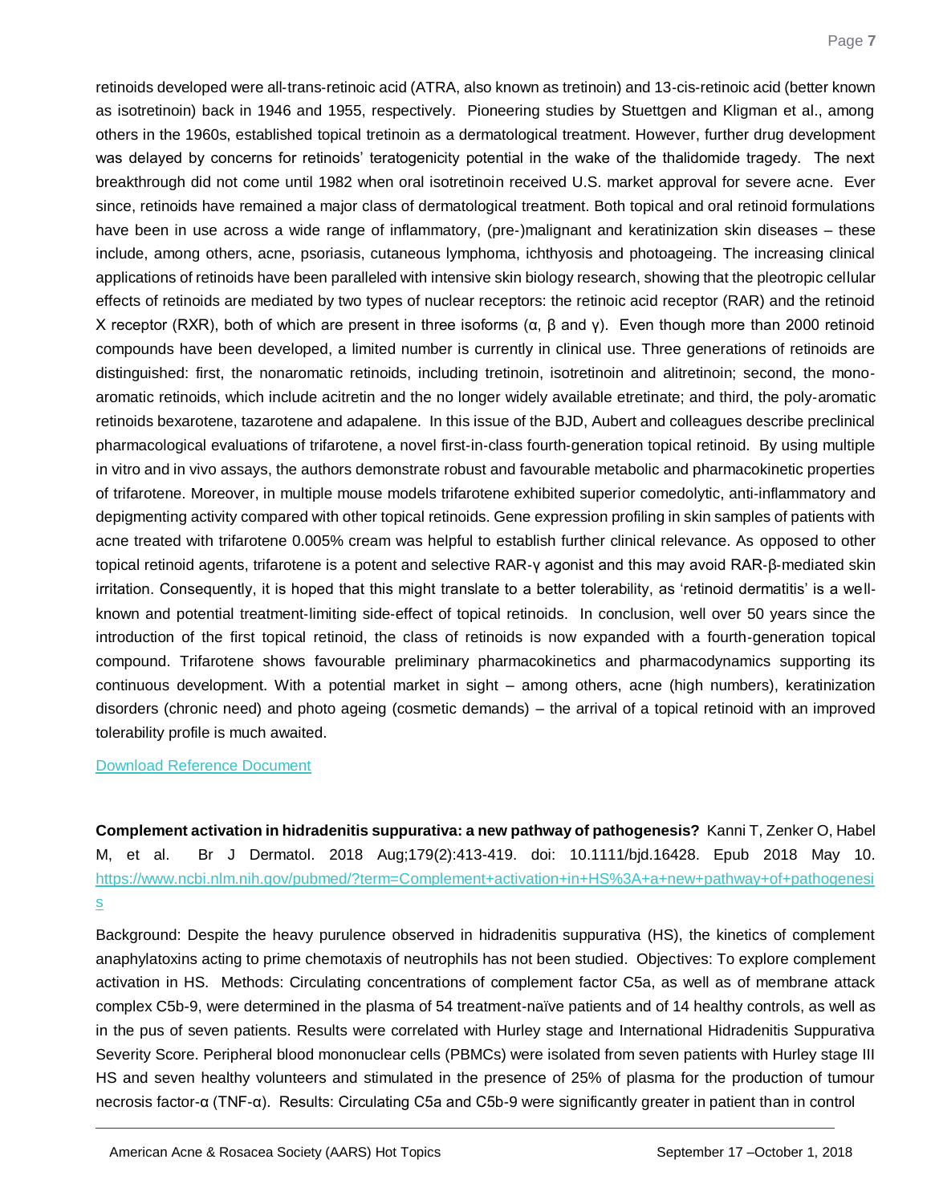retinoids developed were all-trans-retinoic acid (ATRA, also known as tretinoin) and 13-cis-retinoic acid (better known as isotretinoin) back in 1946 and 1955, respectively. Pioneering studies by Stuettgen and Kligman et al., among others in the 1960s, established topical tretinoin as a dermatological treatment. However, further drug development was delayed by concerns for retinoids' teratogenicity potential in the wake of the thalidomide tragedy. The next breakthrough did not come until 1982 when oral isotretinoin received U.S. market approval for severe acne. Ever since, retinoids have remained a major class of dermatological treatment. Both topical and oral retinoid formulations have been in use across a wide range of inflammatory, (pre-)malignant and keratinization skin diseases – these include, among others, acne, psoriasis, cutaneous lymphoma, ichthyosis and photoageing. The increasing clinical applications of retinoids have been paralleled with intensive skin biology research, showing that the pleotropic cellular effects of retinoids are mediated by two types of nuclear receptors: the retinoic acid receptor (RAR) and the retinoid X receptor (RXR), both of which are present in three isoforms (α, β and γ). Even though more than 2000 retinoid compounds have been developed, a limited number is currently in clinical use. Three generations of retinoids are distinguished: first, the nonaromatic retinoids, including tretinoin, isotretinoin and alitretinoin; second, the mono-aromatic retinoids, which include acitretin and the no longer widely available etretinate; and third, the poly-aromatic retinoids bexarotene, tazarotene and adapalene. In this issue of the BJD, Aubert and colleagues describe preclinical pharmacological evaluations of trifarotene, a novel first-in-class fourth-generation topical retinoid. By using multiple in vitro and in vivo assays, the authors demonstrate robust and favourable metabolic and pharmacokinetic properties of trifarotene. Moreover, in multiple mouse models trifarotene exhibited superior comedolytic, anti-inflammatory and depigmenting activity compared with other topical retinoids. Gene expression profiling in skin samples of patients with acne treated with trifarotene 0.005% cream was helpful to establish further clinical relevance. As opposed to other topical retinoid agents, trifarotene is a potent and selective RAR-γ agonist and this may avoid RAR-β-mediated skin irritation. Consequently, it is hoped that this might translate to a better tolerability, as 'retinoid dermatitis' is a well-known and potential treatment-limiting side-effect of topical retinoids. In conclusion, well over 50 years since the introduction of the first topical retinoid, the class of retinoids is now expanded with a fourth-generation topical compound. Trifarotene shows favourable preliminary pharmacokinetics and pharmacodynamics supporting its continuous development. With a potential market in sight – among others, acne (high numbers), keratinization disorders (chronic need) and photo ageing (cosmetic demands) – the arrival of a topical retinoid with an improved tolerability profile is much awaited.

Download Reference Document

**Complement activation in hidradenitis suppurativa: a new pathway of pathogenesis?** Kanni T, Zenker O, Habel M, et al. Br J Dermatol. 2018 Aug;179(2):413-419. doi: 10.1111/bjd.16428. Epub 2018 May 10. https://www.ncbi.nlm.nih.gov/pubmed/?term=Complement+activation+in+HS%3A+a+new+pathway+of+pathogenesis

Background: Despite the heavy purulence observed in hidradenitis suppurativa (HS), the kinetics of complement anaphylatoxins acting to prime chemotaxis of neutrophils has not been studied. Objectives: To explore complement activation in HS. Methods: Circulating concentrations of complement factor C5a, as well as of membrane attack complex C5b-9, were determined in the plasma of 54 treatment-naïve patients and of 14 healthy controls, as well as in the pus of seven patients. Results were correlated with Hurley stage and International Hidradenitis Suppurativa Severity Score. Peripheral blood mononuclear cells (PBMCs) were isolated from seven patients with Hurley stage III HS and seven healthy volunteers and stimulated in the presence of 25% of plasma for the production of tumour necrosis factor-α (TNF-α). Results: Circulating C5a and C5b-9 were significantly greater in patient than in control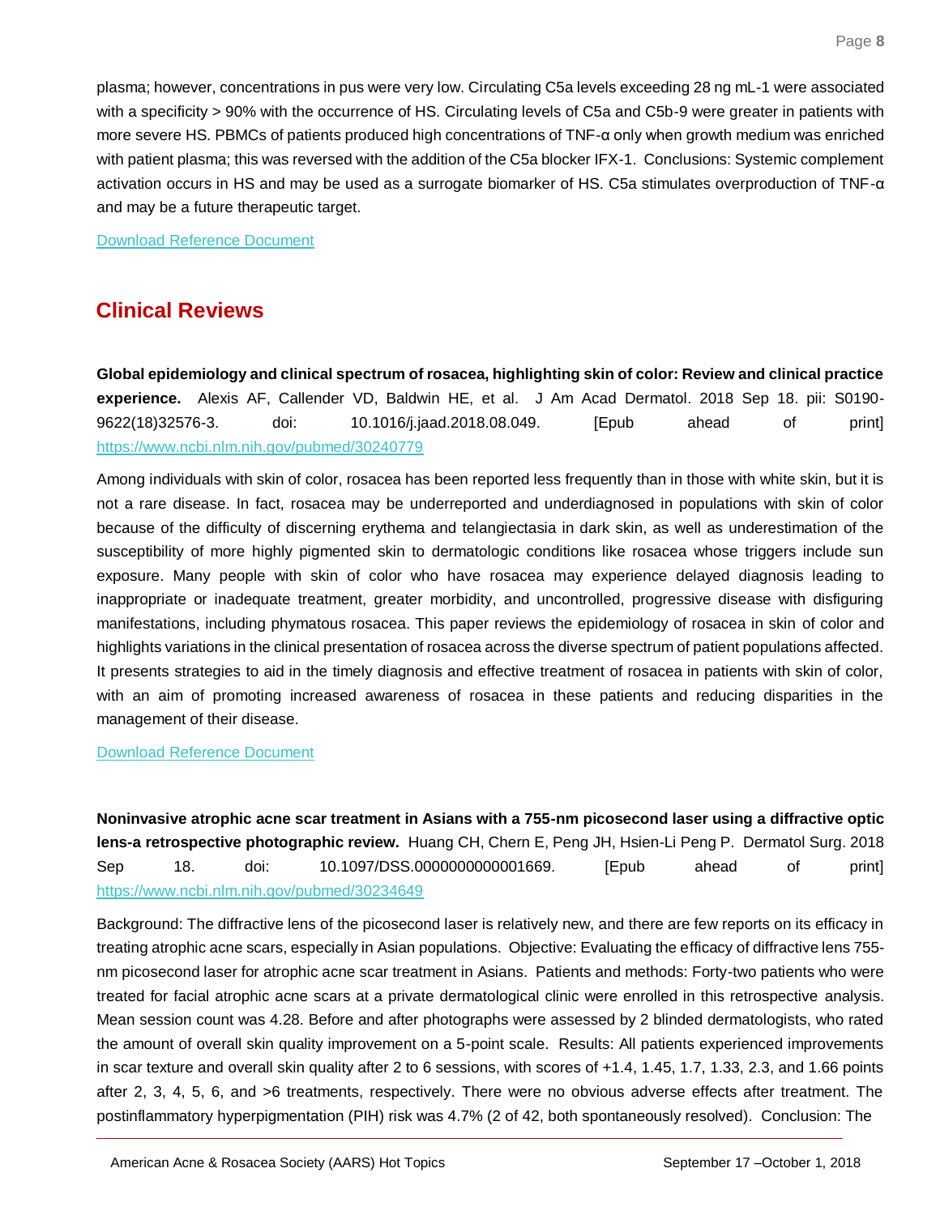plasma; however, concentrations in pus were very low. Circulating C5a levels exceeding 28 ng mL-1 were associated with a specificity > 90% with the occurrence of HS. Circulating levels of C5a and C5b-9 were greater in patients with more severe HS. PBMCs of patients produced high concentrations of TNF-α only when growth medium was enriched with patient plasma; this was reversed with the addition of the C5a blocker IFX-1. Conclusions: Systemic complement activation occurs in HS and may be used as a surrogate biomarker of HS. C5a stimulates overproduction of TNF-α and may be a future therapeutic target.

Download Reference Document

## Clinical Reviews

**Global epidemiology and clinical spectrum of rosacea, highlighting skin of color: Review and clinical practice experience.** Alexis AF, Callender VD, Baldwin HE, et al. J Am Acad Dermatol. 2018 Sep 18. pii: S0190-9622(18)32576-3. doi: 10.1016/j.jaad.2018.08.049. [Epub ahead of print] https://www.ncbi.nlm.nih.gov/pubmed/30240779

Among individuals with skin of color, rosacea has been reported less frequently than in those with white skin, but it is not a rare disease. In fact, rosacea may be underreported and underdiagnosed in populations with skin of color because of the difficulty of discerning erythema and telangiectasia in dark skin, as well as underestimation of the susceptibility of more highly pigmented skin to dermatologic conditions like rosacea whose triggers include sun exposure. Many people with skin of color who have rosacea may experience delayed diagnosis leading to inappropriate or inadequate treatment, greater morbidity, and uncontrolled, progressive disease with disfiguring manifestations, including phymatous rosacea. This paper reviews the epidemiology of rosacea in skin of color and highlights variations in the clinical presentation of rosacea across the diverse spectrum of patient populations affected. It presents strategies to aid in the timely diagnosis and effective treatment of rosacea in patients with skin of color, with an aim of promoting increased awareness of rosacea in these patients and reducing disparities in the management of their disease.

Download Reference Document

**Noninvasive atrophic acne scar treatment in Asians with a 755-nm picosecond laser using a diffractive optic lens-a retrospective photographic review.** Huang CH, Chern E, Peng JH, Hsien-Li Peng P. Dermatol Surg. 2018 Sep 18. doi: 10.1097/DSS.0000000000001669. [Epub ahead of print] https://www.ncbi.nlm.nih.gov/pubmed/30234649

Background: The diffractive lens of the picosecond laser is relatively new, and there are few reports on its efficacy in treating atrophic acne scars, especially in Asian populations. Objective: Evaluating the efficacy of diffractive lens 755-nm picosecond laser for atrophic acne scar treatment in Asians. Patients and methods: Forty-two patients who were treated for facial atrophic acne scars at a private dermatological clinic were enrolled in this retrospective analysis. Mean session count was 4.28. Before and after photographs were assessed by 2 blinded dermatologists, who rated the amount of overall skin quality improvement on a 5-point scale. Results: All patients experienced improvements in scar texture and overall skin quality after 2 to 6 sessions, with scores of +1.4, 1.45, 1.7, 1.33, 2.3, and 1.66 points after 2, 3, 4, 5, 6, and >6 treatments, respectively. There were no obvious adverse effects after treatment. The postinflammatory hyperpigmentation (PIH) risk was 4.7% (2 of 42, both spontaneously resolved). Conclusion: The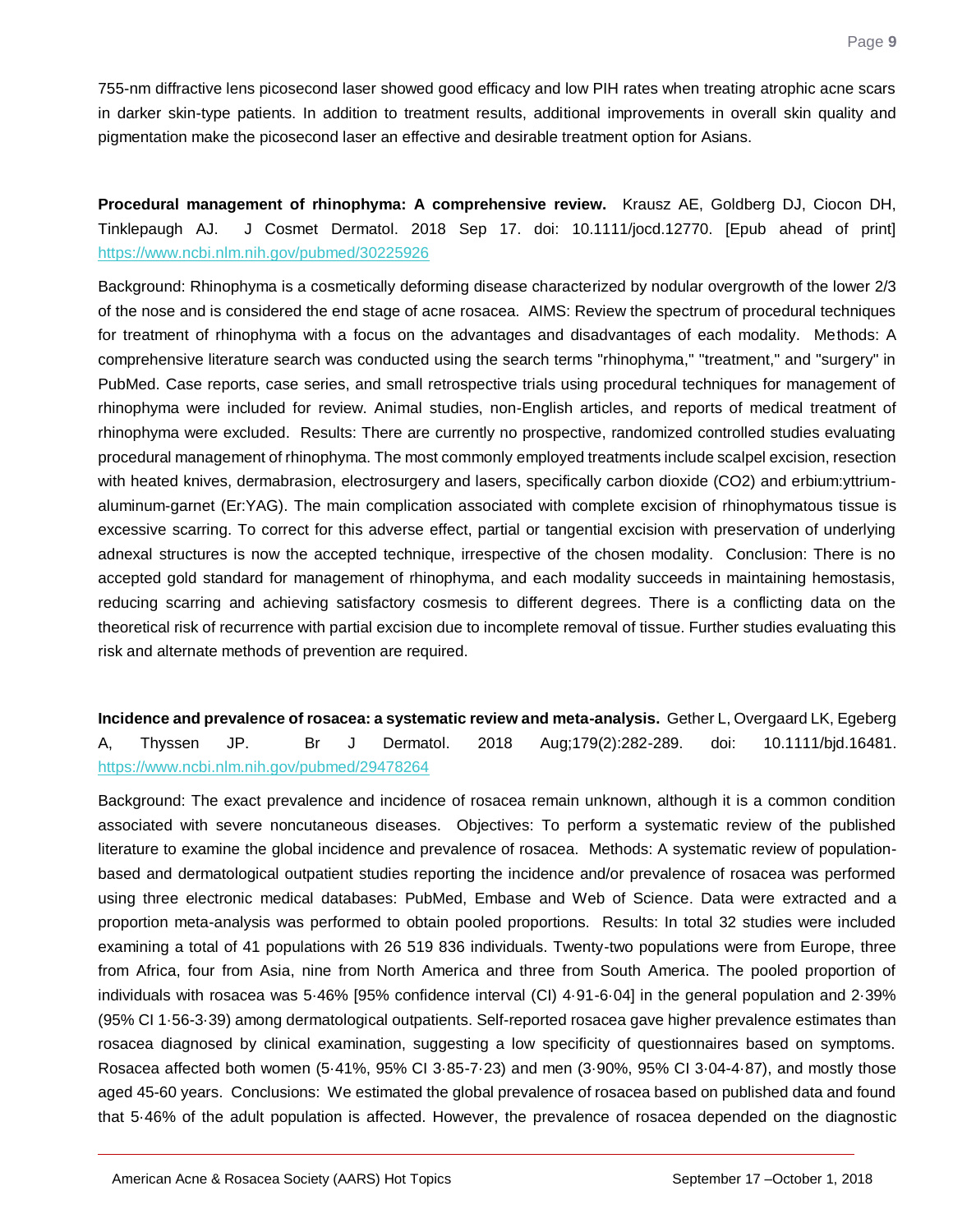755-nm diffractive lens picosecond laser showed good efficacy and low PIH rates when treating atrophic acne scars in darker skin-type patients. In addition to treatment results, additional improvements in overall skin quality and pigmentation make the picosecond laser an effective and desirable treatment option for Asians.

**Procedural management of rhinophyma: A comprehensive review.** Krausz AE, Goldberg DJ, Ciocon DH, Tinklepaugh AJ. J Cosmet Dermatol. 2018 Sep 17. doi: 10.1111/jocd.12770. [Epub ahead of print] https://www.ncbi.nlm.nih.gov/pubmed/30225926

Background: Rhinophyma is a cosmetically deforming disease characterized by nodular overgrowth of the lower 2/3 of the nose and is considered the end stage of acne rosacea. AIMS: Review the spectrum of procedural techniques for treatment of rhinophyma with a focus on the advantages and disadvantages of each modality. Methods: A comprehensive literature search was conducted using the search terms "rhinophyma," "treatment," and "surgery" in PubMed. Case reports, case series, and small retrospective trials using procedural techniques for management of rhinophyma were included for review. Animal studies, non-English articles, and reports of medical treatment of rhinophyma were excluded. Results: There are currently no prospective, randomized controlled studies evaluating procedural management of rhinophyma. The most commonly employed treatments include scalpel excision, resection with heated knives, dermabrasion, electrosurgery and lasers, specifically carbon dioxide ($CO_2$) and erbium:yttrium-aluminum-garnet (Er:YAG). The main complication associated with complete excision of rhinophymatous tissue is excessive scarring. To correct for this adverse effect, partial or tangential excision with preservation of underlying adnexal structures is now the accepted technique, irrespective of the chosen modality. Conclusion: There is no accepted gold standard for management of rhinophyma, and each modality succeeds in maintaining hemostasis, reducing scarring and achieving satisfactory cosmesis to different degrees. There is a conflicting data on the theoretical risk of recurrence with partial excision due to incomplete removal of tissue. Further studies evaluating this risk and alternate methods of prevention are required.

**Incidence and prevalence of rosacea: a systematic review and meta-analysis.** Gether L, Overgaard LK, Egeberg A, Thyssen JP. Br J Dermatol. 2018 Aug;179(2):282-289. doi: 10.1111/bjd.16481. https://www.ncbi.nlm.nih.gov/pubmed/29478264

Background: The exact prevalence and incidence of rosacea remain unknown, although it is a common condition associated with severe noncutaneous diseases. Objectives: To perform a systematic review of the published literature to examine the global incidence and prevalence of rosacea. Methods: A systematic review of population-based and dermatological outpatient studies reporting the incidence and/or prevalence of rosacea was performed using three electronic medical databases: PubMed, Embase and Web of Science. Data were extracted and a proportion meta-analysis was performed to obtain pooled proportions. Results: In total 32 studies were included examining a total of 41 populations with 26 519 836 individuals. Twenty-two populations were from Europe, three from Africa, four from Asia, nine from North America and three from South America. The pooled proportion of individuals with rosacea was 5·46% [95% confidence interval (CI) 4·91-6·04] in the general population and 2·39% (95% CI 1·56-3·39) among dermatological outpatients. Self-reported rosacea gave higher prevalence estimates than rosacea diagnosed by clinical examination, suggesting a low specificity of questionnaires based on symptoms. Rosacea affected both women (5·41%, 95% CI 3·85-7·23) and men (3·90%, 95% CI 3·04-4·87), and mostly those aged 45-60 years. Conclusions: We estimated the global prevalence of rosacea based on published data and found that 5·46% of the adult population is affected. However, the prevalence of rosacea depended on the diagnostic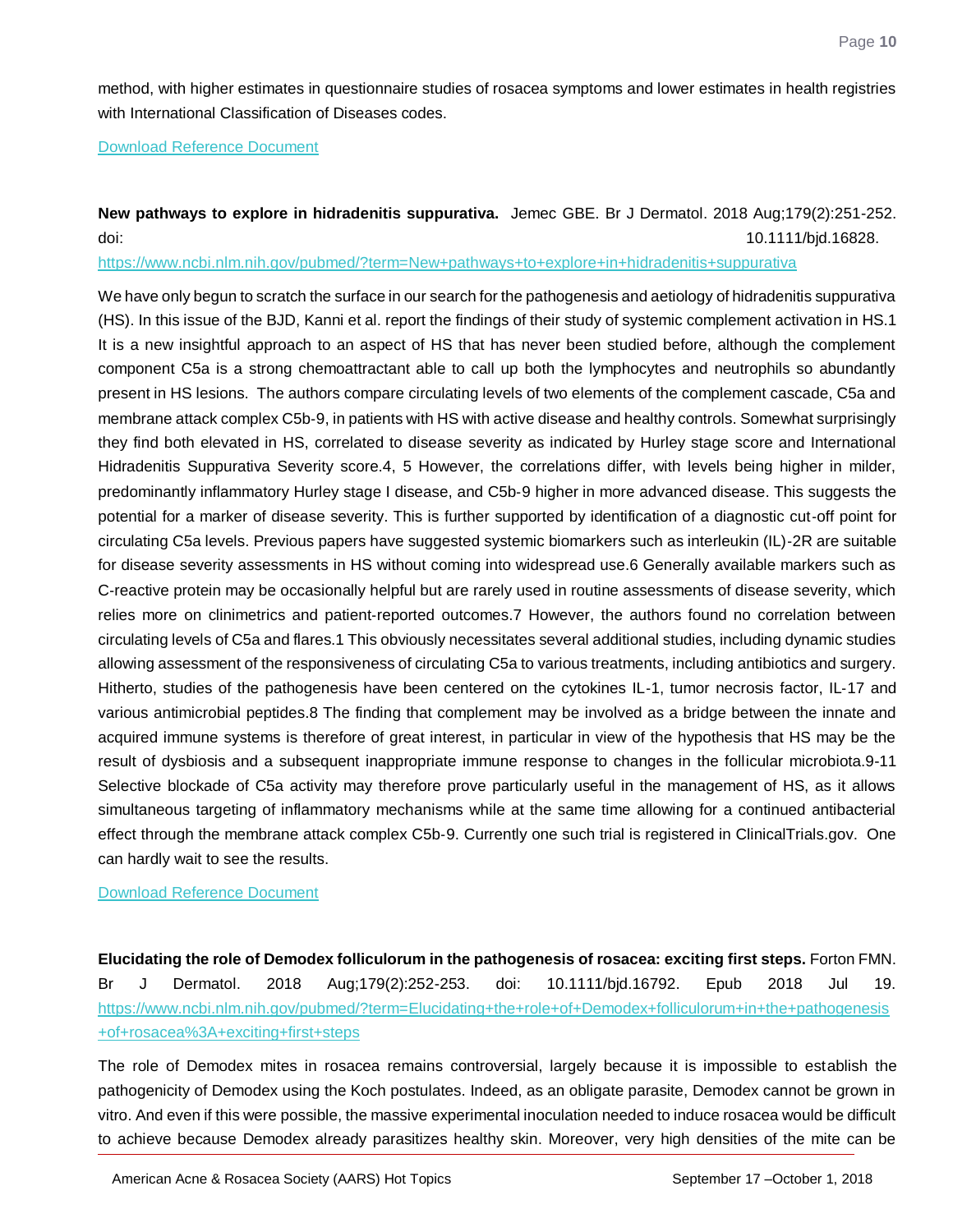method, with higher estimates in questionnaire studies of rosacea symptoms and lower estimates in health registries with International Classification of Diseases codes.

Download Reference Document

**New pathways to explore in hidradenitis suppurativa.** Jemec GBE. Br J Dermatol. 2018 Aug;179(2):251-252. doi: 10.1111/bjd.16828.
https://www.ncbi.nlm.nih.gov/pubmed/?term=New+pathways+to+explore+in+hidradenitis+suppurativa

We have only begun to scratch the surface in our search for the pathogenesis and aetiology of hidradenitis suppurativa (HS). In this issue of the BJD, Kanni et al. report the findings of their study of systemic complement activation in HS.1 It is a new insightful approach to an aspect of HS that has never been studied before, although the complement component C5a is a strong chemoattractant able to call up both the lymphocytes and neutrophils so abundantly present in HS lesions. The authors compare circulating levels of two elements of the complement cascade, C5a and membrane attack complex C5b-9, in patients with HS with active disease and healthy controls. Somewhat surprisingly they find both elevated in HS, correlated to disease severity as indicated by Hurley stage score and International Hidradenitis Suppurativa Severity score.4, 5 However, the correlations differ, with levels being higher in milder, predominantly inflammatory Hurley stage I disease, and C5b-9 higher in more advanced disease. This suggests the potential for a marker of disease severity. This is further supported by identification of a diagnostic cut-off point for circulating C5a levels. Previous papers have suggested systemic biomarkers such as interleukin (IL)-2R are suitable for disease severity assessments in HS without coming into widespread use.6 Generally available markers such as C-reactive protein may be occasionally helpful but are rarely used in routine assessments of disease severity, which relies more on clinimetrics and patient-reported outcomes.7 However, the authors found no correlation between circulating levels of C5a and flares.1 This obviously necessitates several additional studies, including dynamic studies allowing assessment of the responsiveness of circulating C5a to various treatments, including antibiotics and surgery. Hitherto, studies of the pathogenesis have been centered on the cytokines IL-1, tumor necrosis factor, IL-17 and various antimicrobial peptides.8 The finding that complement may be involved as a bridge between the innate and acquired immune systems is therefore of great interest, in particular in view of the hypothesis that HS may be the result of dysbiosis and a subsequent inappropriate immune response to changes in the follicular microbiota.9-11 Selective blockade of C5a activity may therefore prove particularly useful in the management of HS, as it allows simultaneous targeting of inflammatory mechanisms while at the same time allowing for a continued antibacterial effect through the membrane attack complex C5b-9. Currently one such trial is registered in ClinicalTrials.gov. One can hardly wait to see the results.

Download Reference Document

**Elucidating the role of Demodex folliculorum in the pathogenesis of rosacea: exciting first steps.** Forton FMN. Br J Dermatol. 2018 Aug;179(2):252-253. doi: 10.1111/bjd.16792. Epub 2018 Jul 19.
https://www.ncbi.nlm.nih.gov/pubmed/?term=Elucidating+the+role+of+Demodex+folliculorum+in+the+pathogenesis+of+rosacea%3A+exciting+first+steps

The role of Demodex mites in rosacea remains controversial, largely because it is impossible to establish the pathogenicity of Demodex using the Koch postulates. Indeed, as an obligate parasite, Demodex cannot be grown in vitro. And even if this were possible, the massive experimental inoculation needed to induce rosacea would be difficult to achieve because Demodex already parasitizes healthy skin. Moreover, very high densities of the mite can be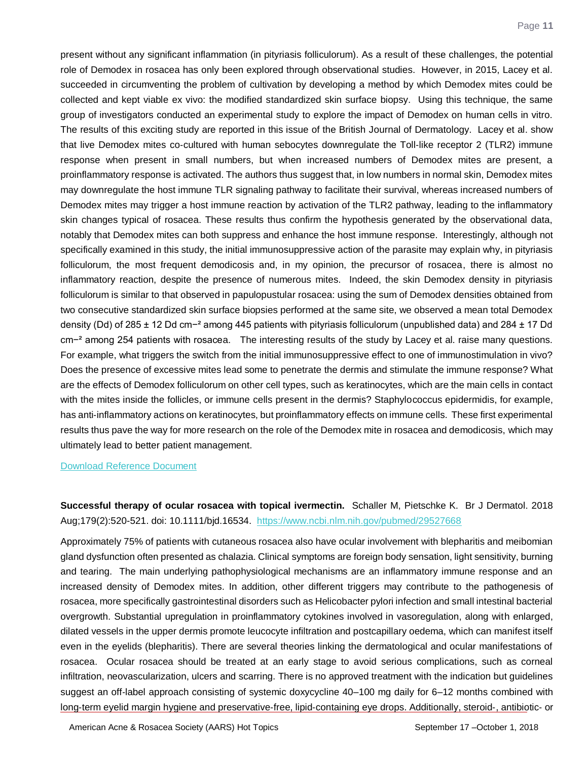present without any significant inflammation (in pityriasis folliculorum). As a result of these challenges, the potential role of Demodex in rosacea has only been explored through observational studies. However, in 2015, Lacey et al. succeeded in circumventing the problem of cultivation by developing a method by which Demodex mites could be collected and kept viable ex vivo: the modified standardized skin surface biopsy. Using this technique, the same group of investigators conducted an experimental study to explore the impact of Demodex on human cells in vitro. The results of this exciting study are reported in this issue of the British Journal of Dermatology. Lacey et al. show that live Demodex mites co-cultured with human sebocytes downregulate the Toll-like receptor 2 (TLR2) immune response when present in small numbers, but when increased numbers of Demodex mites are present, a proinflammatory response is activated. The authors thus suggest that, in low numbers in normal skin, Demodex mites may downregulate the host immune TLR signaling pathway to facilitate their survival, whereas increased numbers of Demodex mites may trigger a host immune reaction by activation of the TLR2 pathway, leading to the inflammatory skin changes typical of rosacea. These results thus confirm the hypothesis generated by the observational data, notably that Demodex mites can both suppress and enhance the host immune response. Interestingly, although not specifically examined in this study, the initial immunosuppressive action of the parasite may explain why, in pityriasis folliculorum, the most frequent demodicosis and, in my opinion, the precursor of rosacea, there is almost no inflammatory reaction, despite the presence of numerous mites. Indeed, the skin Demodex density in pityriasis folliculorum is similar to that observed in papulopustular rosacea: using the sum of Demodex densities obtained from two consecutive standardized skin surface biopsies performed at the same site, we observed a mean total Demodex density (Dd) of 285 ± 12 Dd $cm^{-2}$ among 445 patients with pityriasis folliculorum (unpublished data) and 284 ± 17 Dd $cm^{-2}$ among 254 patients with rosacea. The interesting results of the study by Lacey et al. raise many questions. For example, what triggers the switch from the initial immunosuppressive effect to one of immunostimulation in vivo? Does the presence of excessive mites lead some to penetrate the dermis and stimulate the immune response? What are the effects of Demodex folliculorum on other cell types, such as keratinocytes, which are the main cells in contact with the mites inside the follicles, or immune cells present in the dermis? Staphylococcus epidermidis, for example, has anti-inflammatory actions on keratinocytes, but proinflammatory effects on immune cells. These first experimental results thus pave the way for more research on the role of the Demodex mite in rosacea and demodicosis, which may ultimately lead to better patient management.

[Download Reference Document]

**Successful therapy of ocular rosacea with topical ivermectin.** Schaller M, Pietschke K. Br J Dermatol. 2018 Aug;179(2):520-521. doi: 10.1111/bjd.16534. https://www.ncbi.nlm.nih.gov/pubmed/29527668

Approximately 75% of patients with cutaneous rosacea also have ocular involvement with blepharitis and meibomian gland dysfunction often presented as chalazia. Clinical symptoms are foreign body sensation, light sensitivity, burning and tearing. The main underlying pathophysiological mechanisms are an inflammatory immune response and an increased density of Demodex mites. In addition, other different triggers may contribute to the pathogenesis of rosacea, more specifically gastrointestinal disorders such as Helicobacter pylori infection and small intestinal bacterial overgrowth. Substantial upregulation in proinflammatory cytokines involved in vasoregulation, along with enlarged, dilated vessels in the upper dermis promote leucocyte infiltration and postcapillary oedema, which can manifest itself even in the eyelids (blepharitis). There are several theories linking the dermatological and ocular manifestations of rosacea. Ocular rosacea should be treated at an early stage to avoid serious complications, such as corneal infiltration, neovascularization, ulcers and scarring. There is no approved treatment with the indication but guidelines suggest an off-label approach consisting of systemic doxycycline 40–100 mg daily for 6–12 months combined with long-term eyelid margin hygiene and preservative-free, lipid-containing eye drops. Additionally, steroid-, antibiotic- or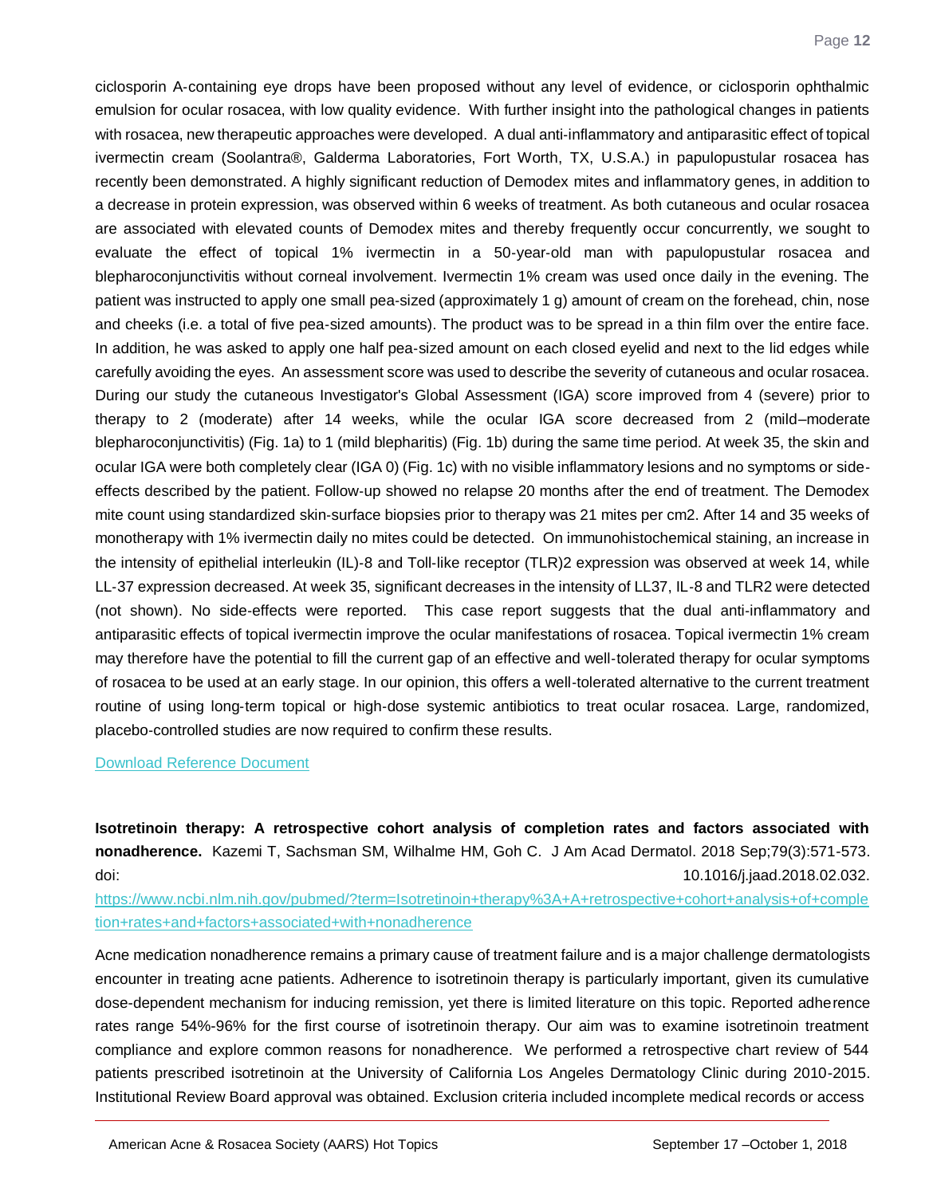ciclosporin A-containing eye drops have been proposed without any level of evidence, or ciclosporin ophthalmic emulsion for ocular rosacea, with low quality evidence. With further insight into the pathological changes in patients with rosacea, new therapeutic approaches were developed. A dual anti-inflammatory and antiparasitic effect of topical ivermectin cream (Soolantra®, Galderma Laboratories, Fort Worth, TX, U.S.A.) in papulopustular rosacea has recently been demonstrated. A highly significant reduction of Demodex mites and inflammatory genes, in addition to a decrease in protein expression, was observed within 6 weeks of treatment. As both cutaneous and ocular rosacea are associated with elevated counts of Demodex mites and thereby frequently occur concurrently, we sought to evaluate the effect of topical 1% ivermectin in a 50-year-old man with papulopustular rosacea and blepharoconjunctivitis without corneal involvement. Ivermectin 1% cream was used once daily in the evening. The patient was instructed to apply one small pea-sized (approximately 1 g) amount of cream on the forehead, chin, nose and cheeks (i.e. a total of five pea-sized amounts). The product was to be spread in a thin film over the entire face. In addition, he was asked to apply one half pea-sized amount on each closed eyelid and next to the lid edges while carefully avoiding the eyes. An assessment score was used to describe the severity of cutaneous and ocular rosacea. During our study the cutaneous Investigator's Global Assessment (IGA) score improved from 4 (severe) prior to therapy to 2 (moderate) after 14 weeks, while the ocular IGA score decreased from 2 (mild–moderate blepharoconjunctivitis) (Fig. 1a) to 1 (mild blepharitis) (Fig. 1b) during the same time period. At week 35, the skin and ocular IGA were both completely clear (IGA 0) (Fig. 1c) with no visible inflammatory lesions and no symptoms or side-effects described by the patient. Follow-up showed no relapse 20 months after the end of treatment. The Demodex mite count using standardized skin-surface biopsies prior to therapy was 21 mites per cm2. After 14 and 35 weeks of monotherapy with 1% ivermectin daily no mites could be detected. On immunohistochemical staining, an increase in the intensity of epithelial interleukin (IL)-8 and Toll-like receptor (TLR)2 expression was observed at week 14, while LL-37 expression decreased. At week 35, significant decreases in the intensity of LL37, IL-8 and TLR2 were detected (not shown). No side-effects were reported. This case report suggests that the dual anti-inflammatory and antiparasitic effects of topical ivermectin improve the ocular manifestations of rosacea. Topical ivermectin 1% cream may therefore have the potential to fill the current gap of an effective and well-tolerated therapy for ocular symptoms of rosacea to be used at an early stage. In our opinion, this offers a well-tolerated alternative to the current treatment routine of using long-term topical or high-dose systemic antibiotics to treat ocular rosacea. Large, randomized, placebo-controlled studies are now required to confirm these results.

[Download Reference Document]

**Isotretinoin therapy: A retrospective cohort analysis of completion rates and factors associated with nonadherence.** Kazemi T, Sachsman SM, Wilhalme HM, Goh C. J Am Acad Dermatol. 2018 Sep;79(3):571-573. doi: 10.1016/j.jaad.2018.02.032.

https://www.ncbi.nlm.nih.gov/pubmed/?term=Isotretinoin+therapy%3A+A+retrospective+cohort+analysis+of+completion+rates+and+factors+associated+with+nonadherence

Acne medication nonadherence remains a primary cause of treatment failure and is a major challenge dermatologists encounter in treating acne patients. Adherence to isotretinoin therapy is particularly important, given its cumulative dose-dependent mechanism for inducing remission, yet there is limited literature on this topic. Reported adherence rates range 54%-96% for the first course of isotretinoin therapy. Our aim was to examine isotretinoin treatment compliance and explore common reasons for nonadherence. We performed a retrospective chart review of 544 patients prescribed isotretinoin at the University of California Los Angeles Dermatology Clinic during 2010-2015. Institutional Review Board approval was obtained. Exclusion criteria included incomplete medical records or access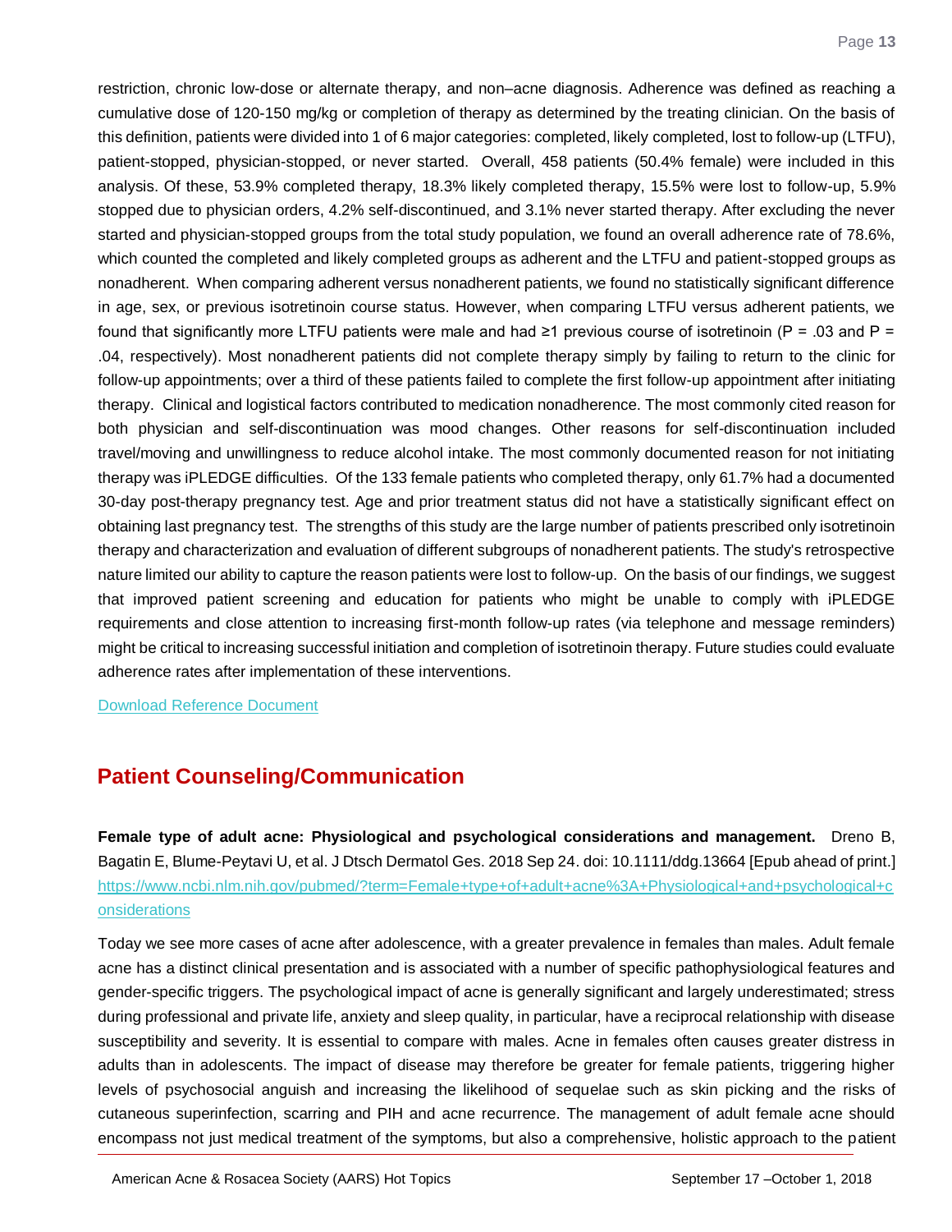restriction, chronic low-dose or alternate therapy, and non–acne diagnosis. Adherence was defined as reaching a cumulative dose of 120-150 mg/kg or completion of therapy as determined by the treating clinician. On the basis of this definition, patients were divided into 1 of 6 major categories: completed, likely completed, lost to follow-up (LTFU), patient-stopped, physician-stopped, or never started. Overall, 458 patients (50.4% female) were included in this analysis. Of these, 53.9% completed therapy, 18.3% likely completed therapy, 15.5% were lost to follow-up, 5.9% stopped due to physician orders, 4.2% self-discontinued, and 3.1% never started therapy. After excluding the never started and physician-stopped groups from the total study population, we found an overall adherence rate of 78.6%, which counted the completed and likely completed groups as adherent and the LTFU and patient-stopped groups as nonadherent. When comparing adherent versus nonadherent patients, we found no statistically significant difference in age, sex, or previous isotretinoin course status. However, when comparing LTFU versus adherent patients, we found that significantly more LTFU patients were male and had ≥1 previous course of isotretinoin ($P = .03$ and $P = .04$, respectively). Most nonadherent patients did not complete therapy simply by failing to return to the clinic for follow-up appointments; over a third of these patients failed to complete the first follow-up appointment after initiating therapy. Clinical and logistical factors contributed to medication nonadherence. The most commonly cited reason for both physician and self-discontinuation was mood changes. Other reasons for self-discontinuation included travel/moving and unwillingness to reduce alcohol intake. The most commonly documented reason for not initiating therapy was iPLEDGE difficulties. Of the 133 female patients who completed therapy, only 61.7% had a documented 30-day post-therapy pregnancy test. Age and prior treatment status did not have a statistically significant effect on obtaining last pregnancy test. The strengths of this study are the large number of patients prescribed only isotretinoin therapy and characterization and evaluation of different subgroups of nonadherent patients. The study's retrospective nature limited our ability to capture the reason patients were lost to follow-up. On the basis of our findings, we suggest that improved patient screening and education for patients who might be unable to comply with iPLEDGE requirements and close attention to increasing first-month follow-up rates (via telephone and message reminders) might be critical to increasing successful initiation and completion of isotretinoin therapy. Future studies could evaluate adherence rates after implementation of these interventions.

Download Reference Document

## Patient Counseling/Communication

**Female type of adult acne: Physiological and psychological considerations and management.** Dreno B, Bagatin E, Blume-Peytavi U, et al. J Dtsch Dermatol Ges. 2018 Sep 24. doi: 10.1111/ddg.13664 [Epub ahead of print.] https://www.ncbi.nlm.nih.gov/pubmed/?term=Female+type+of+adult+acne%3A+Physiological+and+psychological+considerations

Today we see more cases of acne after adolescence, with a greater prevalence in females than males. Adult female acne has a distinct clinical presentation and is associated with a number of specific pathophysiological features and gender-specific triggers. The psychological impact of acne is generally significant and largely underestimated; stress during professional and private life, anxiety and sleep quality, in particular, have a reciprocal relationship with disease susceptibility and severity. It is essential to compare with males. Acne in females often causes greater distress in adults than in adolescents. The impact of disease may therefore be greater for female patients, triggering higher levels of psychosocial anguish and increasing the likelihood of sequelae such as skin picking and the risks of cutaneous superinfection, scarring and PIH and acne recurrence. The management of adult female acne should encompass not just medical treatment of the symptoms, but also a comprehensive, holistic approach to the patient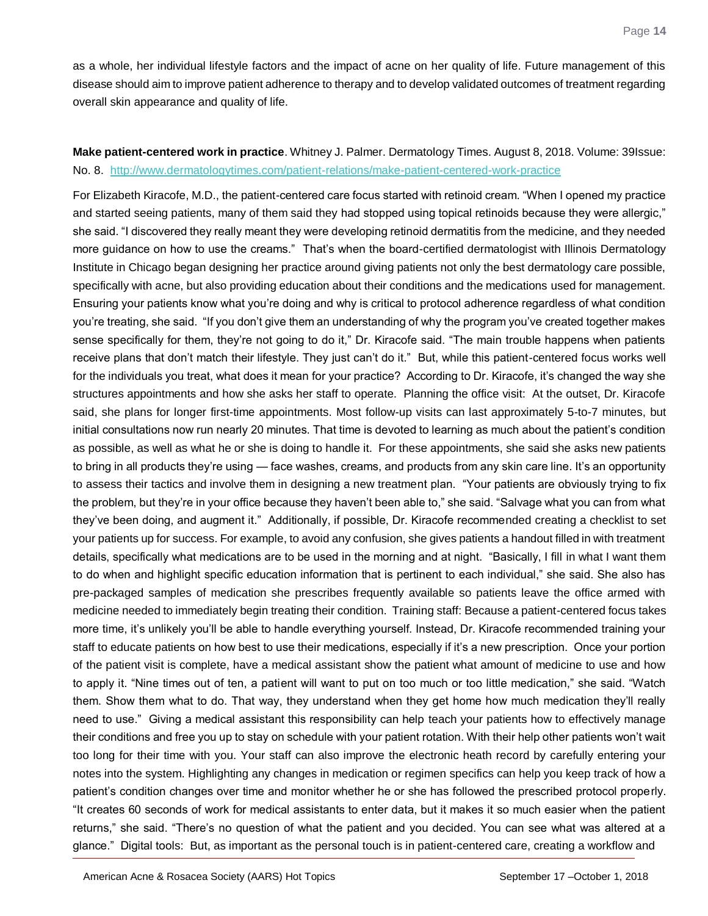as a whole, her individual lifestyle factors and the impact of acne on her quality of life. Future management of this disease should aim to improve patient adherence to therapy and to develop validated outcomes of treatment regarding overall skin appearance and quality of life.

**Make patient-centered work in practice**. Whitney J. Palmer. Dermatology Times. August 8, 2018. Volume: 39Issue: No. 8. http://www.dermatologytimes.com/patient-relations/make-patient-centered-work-practice

For Elizabeth Kiracofe, M.D., the patient-centered care focus started with retinoid cream. "When I opened my practice and started seeing patients, many of them said they had stopped using topical retinoids because they were allergic," she said. "I discovered they really meant they were developing retinoid dermatitis from the medicine, and they needed more guidance on how to use the creams." That's when the board-certified dermatologist with Illinois Dermatology Institute in Chicago began designing her practice around giving patients not only the best dermatology care possible, specifically with acne, but also providing education about their conditions and the medications used for management. Ensuring your patients know what you're doing and why is critical to protocol adherence regardless of what condition you're treating, she said. "If you don't give them an understanding of why the program you've created together makes sense specifically for them, they're not going to do it," Dr. Kiracofe said. "The main trouble happens when patients receive plans that don't match their lifestyle. They just can't do it." But, while this patient-centered focus works well for the individuals you treat, what does it mean for your practice? According to Dr. Kiracofe, it's changed the way she structures appointments and how she asks her staff to operate. Planning the office visit: At the outset, Dr. Kiracofe said, she plans for longer first-time appointments. Most follow-up visits can last approximately 5-to-7 minutes, but initial consultations now run nearly 20 minutes. That time is devoted to learning as much about the patient's condition as possible, as well as what he or she is doing to handle it. For these appointments, she said she asks new patients to bring in all products they're using — face washes, creams, and products from any skin care line. It's an opportunity to assess their tactics and involve them in designing a new treatment plan. "Your patients are obviously trying to fix the problem, but they're in your office because they haven't been able to," she said. "Salvage what you can from what they've been doing, and augment it." Additionally, if possible, Dr. Kiracofe recommended creating a checklist to set your patients up for success. For example, to avoid any confusion, she gives patients a handout filled in with treatment details, specifically what medications are to be used in the morning and at night. "Basically, I fill in what I want them to do when and highlight specific education information that is pertinent to each individual," she said. She also has pre-packaged samples of medication she prescribes frequently available so patients leave the office armed with medicine needed to immediately begin treating their condition. Training staff: Because a patient-centered focus takes more time, it's unlikely you'll be able to handle everything yourself. Instead, Dr. Kiracofe recommended training your staff to educate patients on how best to use their medications, especially if it's a new prescription. Once your portion of the patient visit is complete, have a medical assistant show the patient what amount of medicine to use and how to apply it. "Nine times out of ten, a patient will want to put on too much or too little medication," she said. "Watch them. Show them what to do. That way, they understand when they get home how much medication they'll really need to use." Giving a medical assistant this responsibility can help teach your patients how to effectively manage their conditions and free you up to stay on schedule with your patient rotation. With their help other patients won't wait too long for their time with you. Your staff can also improve the electronic heath record by carefully entering your notes into the system. Highlighting any changes in medication or regimen specifics can help you keep track of how a patient's condition changes over time and monitor whether he or she has followed the prescribed protocol properly. "It creates 60 seconds of work for medical assistants to enter data, but it makes it so much easier when the patient returns," she said. "There's no question of what the patient and you decided. You can see what was altered at a glance." Digital tools: But, as important as the personal touch is in patient-centered care, creating a workflow and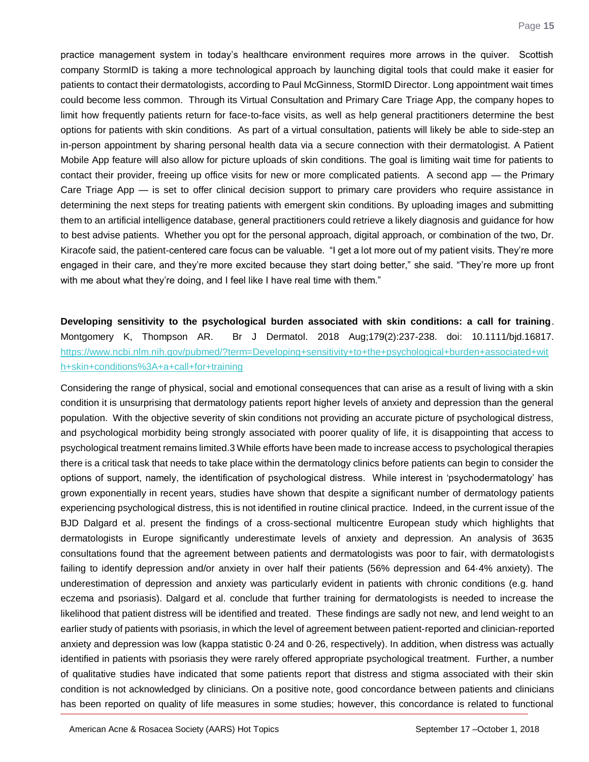practice management system in today's healthcare environment requires more arrows in the quiver. Scottish company StormID is taking a more technological approach by launching digital tools that could make it easier for patients to contact their dermatologists, according to Paul McGinness, StormID Director. Long appointment wait times could become less common. Through its Virtual Consultation and Primary Care Triage App, the company hopes to limit how frequently patients return for face-to-face visits, as well as help general practitioners determine the best options for patients with skin conditions. As part of a virtual consultation, patients will likely be able to side-step an in-person appointment by sharing personal health data via a secure connection with their dermatologist. A Patient Mobile App feature will also allow for picture uploads of skin conditions. The goal is limiting wait time for patients to contact their provider, freeing up office visits for new or more complicated patients. A second app — the Primary Care Triage App — is set to offer clinical decision support to primary care providers who require assistance in determining the next steps for treating patients with emergent skin conditions. By uploading images and submitting them to an artificial intelligence database, general practitioners could retrieve a likely diagnosis and guidance for how to best advise patients. Whether you opt for the personal approach, digital approach, or combination of the two, Dr. Kiracofe said, the patient-centered care focus can be valuable. "I get a lot more out of my patient visits. They're more engaged in their care, and they're more excited because they start doing better," she said. "They're more up front with me about what they're doing, and I feel like I have real time with them."

**Developing sensitivity to the psychological burden associated with skin conditions: a call for training**. Montgomery K, Thompson AR. Br J Dermatol. 2018 Aug;179(2):237-238. doi: 10.1111/bjd.16817. https://www.ncbi.nlm.nih.gov/pubmed/?term=Developing+sensitivity+to+the+psychological+burden+associated+with+skin+conditions%3A+a+call+for+training

Considering the range of physical, social and emotional consequences that can arise as a result of living with a skin condition it is unsurprising that dermatology patients report higher levels of anxiety and depression than the general population. With the objective severity of skin conditions not providing an accurate picture of psychological distress, and psychological morbidity being strongly associated with poorer quality of life, it is disappointing that access to psychological treatment remains limited.3 While efforts have been made to increase access to psychological therapies there is a critical task that needs to take place within the dermatology clinics before patients can begin to consider the options of support, namely, the identification of psychological distress. While interest in 'psychodermatology' has grown exponentially in recent years, studies have shown that despite a significant number of dermatology patients experiencing psychological distress, this is not identified in routine clinical practice. Indeed, in the current issue of the BJD Dalgard et al. present the findings of a cross-sectional multicentre European study which highlights that dermatologists in Europe significantly underestimate levels of anxiety and depression. An analysis of 3635 consultations found that the agreement between patients and dermatologists was poor to fair, with dermatologists failing to identify depression and/or anxiety in over half their patients (56% depression and 64·4% anxiety). The underestimation of depression and anxiety was particularly evident in patients with chronic conditions (e.g. hand eczema and psoriasis). Dalgard et al. conclude that further training for dermatologists is needed to increase the likelihood that patient distress will be identified and treated. These findings are sadly not new, and lend weight to an earlier study of patients with psoriasis, in which the level of agreement between patient-reported and clinician-reported anxiety and depression was low (kappa statistic 0·24 and 0·26, respectively). In addition, when distress was actually identified in patients with psoriasis they were rarely offered appropriate psychological treatment. Further, a number of qualitative studies have indicated that some patients report that distress and stigma associated with their skin condition is not acknowledged by clinicians. On a positive note, good concordance between patients and clinicians has been reported on quality of life measures in some studies; however, this concordance is related to functional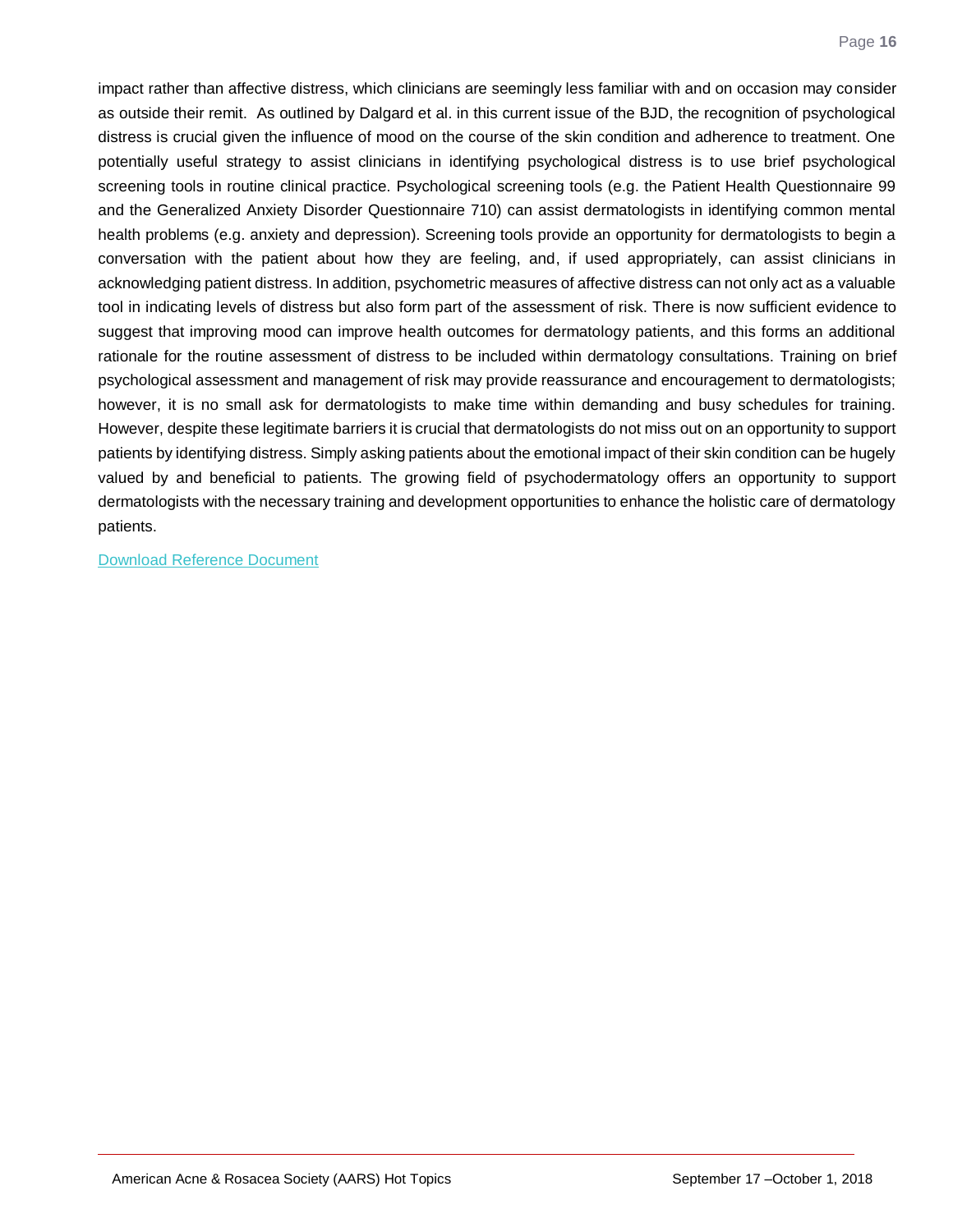impact rather than affective distress, which clinicians are seemingly less familiar with and on occasion may consider as outside their remit. As outlined by Dalgard et al. in this current issue of the BJD, the recognition of psychological distress is crucial given the influence of mood on the course of the skin condition and adherence to treatment. One potentially useful strategy to assist clinicians in identifying psychological distress is to use brief psychological screening tools in routine clinical practice. Psychological screening tools (e.g. the Patient Health Questionnaire 99 and the Generalized Anxiety Disorder Questionnaire 710) can assist dermatologists in identifying common mental health problems (e.g. anxiety and depression). Screening tools provide an opportunity for dermatologists to begin a conversation with the patient about how they are feeling, and, if used appropriately, can assist clinicians in acknowledging patient distress. In addition, psychometric measures of affective distress can not only act as a valuable tool in indicating levels of distress but also form part of the assessment of risk. There is now sufficient evidence to suggest that improving mood can improve health outcomes for dermatology patients, and this forms an additional rationale for the routine assessment of distress to be included within dermatology consultations. Training on brief psychological assessment and management of risk may provide reassurance and encouragement to dermatologists; however, it is no small ask for dermatologists to make time within demanding and busy schedules for training. However, despite these legitimate barriers it is crucial that dermatologists do not miss out on an opportunity to support patients by identifying distress. Simply asking patients about the emotional impact of their skin condition can be hugely valued by and beneficial to patients. The growing field of psychodermatology offers an opportunity to support dermatologists with the necessary training and development opportunities to enhance the holistic care of dermatology patients.

Download Reference Document